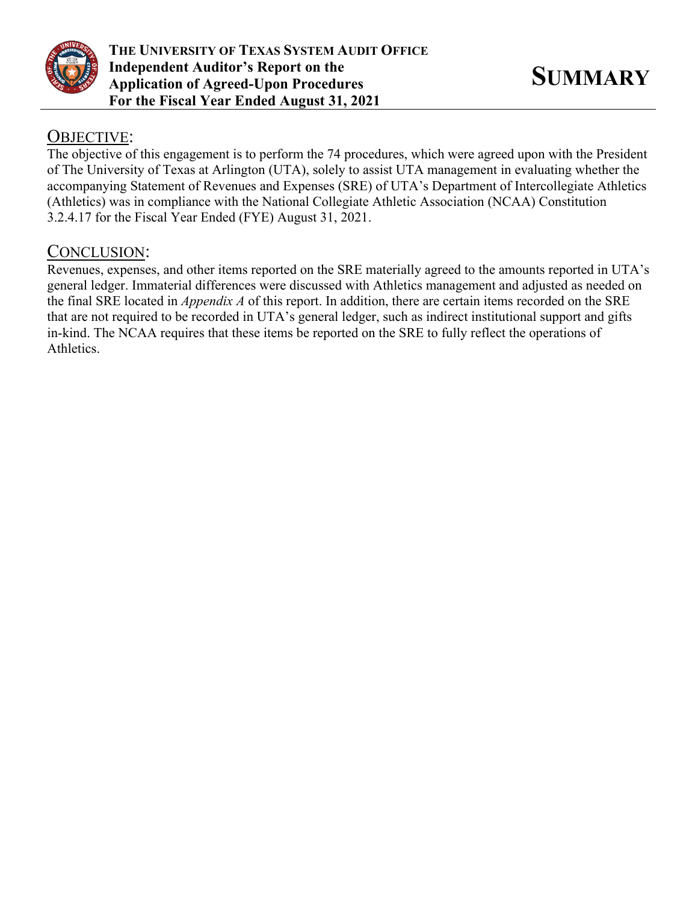**THE UNIVERSITY OF TEXAS SYSTEM AUDIT OFFICE**
**Independent Auditor's Report on the Application of Agreed-Upon Procedures For the Fiscal Year Ended August 31, 2021**

# SUMMARY

## OBJECTIVE:

The objective of this engagement is to perform the 74 procedures, which were agreed upon with the President of The University of Texas at Arlington (UTA), solely to assist UTA management in evaluating whether the accompanying Statement of Revenues and Expenses (SRE) of UTA's Department of Intercollegiate Athletics (Athletics) was in compliance with the National Collegiate Athletic Association (NCAA) Constitution 3.2.4.17 for the Fiscal Year Ended (FYE) August 31, 2021.

## CONCLUSION:

Revenues, expenses, and other items reported on the SRE materially agreed to the amounts reported in UTA's general ledger. Immaterial differences were discussed with Athletics management and adjusted as needed on the final SRE located in *Appendix A* of this report. In addition, there are certain items recorded on the SRE that are not required to be recorded in UTA's general ledger, such as indirect institutional support and gifts in-kind. The NCAA requires that these items be reported on the SRE to fully reflect the operations of Athletics.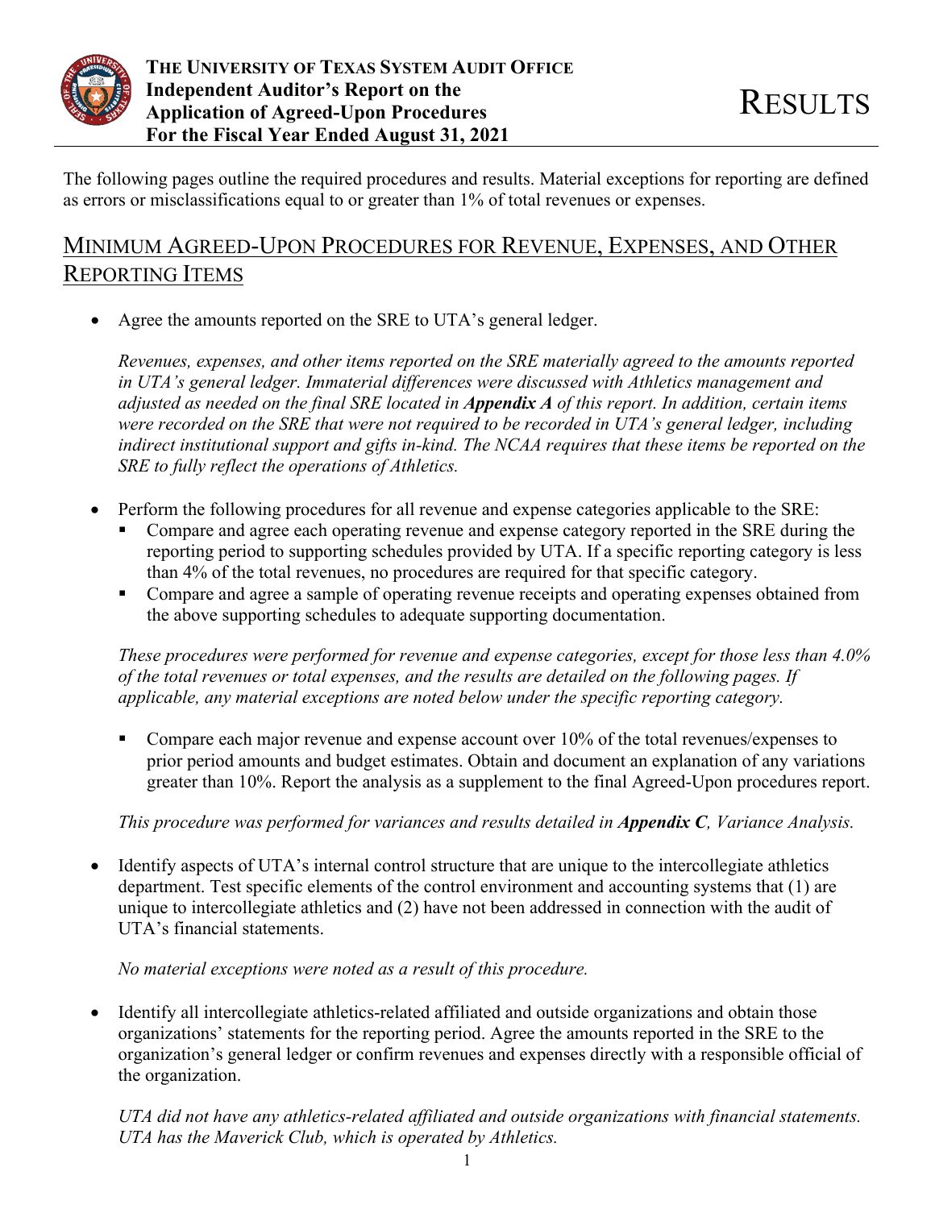The following pages outline the required procedures and results. Material exceptions for reporting are defined as errors or misclassifications equal to or greater than 1% of total revenues or expenses.

## MINIMUM AGREED-UPON PROCEDURES FOR REVENUE, EXPENSES, AND OTHER REPORTING ITEMS

- Agree the amounts reported on the SRE to UTA's general ledger.

  *Revenues, expenses, and other items reported on the SRE materially agreed to the amounts reported in UTA's general ledger. Immaterial differences were discussed with Athletics management and adjusted as needed on the final SRE located in **Appendix A** of this report. In addition, certain items were recorded on the SRE that were not required to be recorded in UTA's general ledger, including indirect institutional support and gifts in-kind. The NCAA requires that these items be reported on the SRE to fully reflect the operations of Athletics.*

- Perform the following procedures for all revenue and expense categories applicable to the SRE:
  - Compare and agree each operating revenue and expense category reported in the SRE during the reporting period to supporting schedules provided by UTA. If a specific reporting category is less than 4% of the total revenues, no procedures are required for that specific category.
  - Compare and agree a sample of operating revenue receipts and operating expenses obtained from the above supporting schedules to adequate supporting documentation.

  *These procedures were performed for revenue and expense categories, except for those less than 4.0% of the total revenues or total expenses, and the results are detailed on the following pages. If applicable, any material exceptions are noted below under the specific reporting category.*

  - Compare each major revenue and expense account over 10% of the total revenues/expenses to prior period amounts and budget estimates. Obtain and document an explanation of any variations greater than 10%. Report the analysis as a supplement to the final Agreed-Upon procedures report.

  *This procedure was performed for variances and results detailed in **Appendix C**, Variance Analysis.*

- Identify aspects of UTA's internal control structure that are unique to the intercollegiate athletics department. Test specific elements of the control environment and accounting systems that (1) are unique to intercollegiate athletics and (2) have not been addressed in connection with the audit of UTA's financial statements.

  *No material exceptions were noted as a result of this procedure.*

- Identify all intercollegiate athletics-related affiliated and outside organizations and obtain those organizations' statements for the reporting period. Agree the amounts reported in the SRE to the organization's general ledger or confirm revenues and expenses directly with a responsible official of the organization.

  *UTA did not have any athletics-related affiliated and outside organizations with financial statements. UTA has the Maverick Club, which is operated by Athletics.*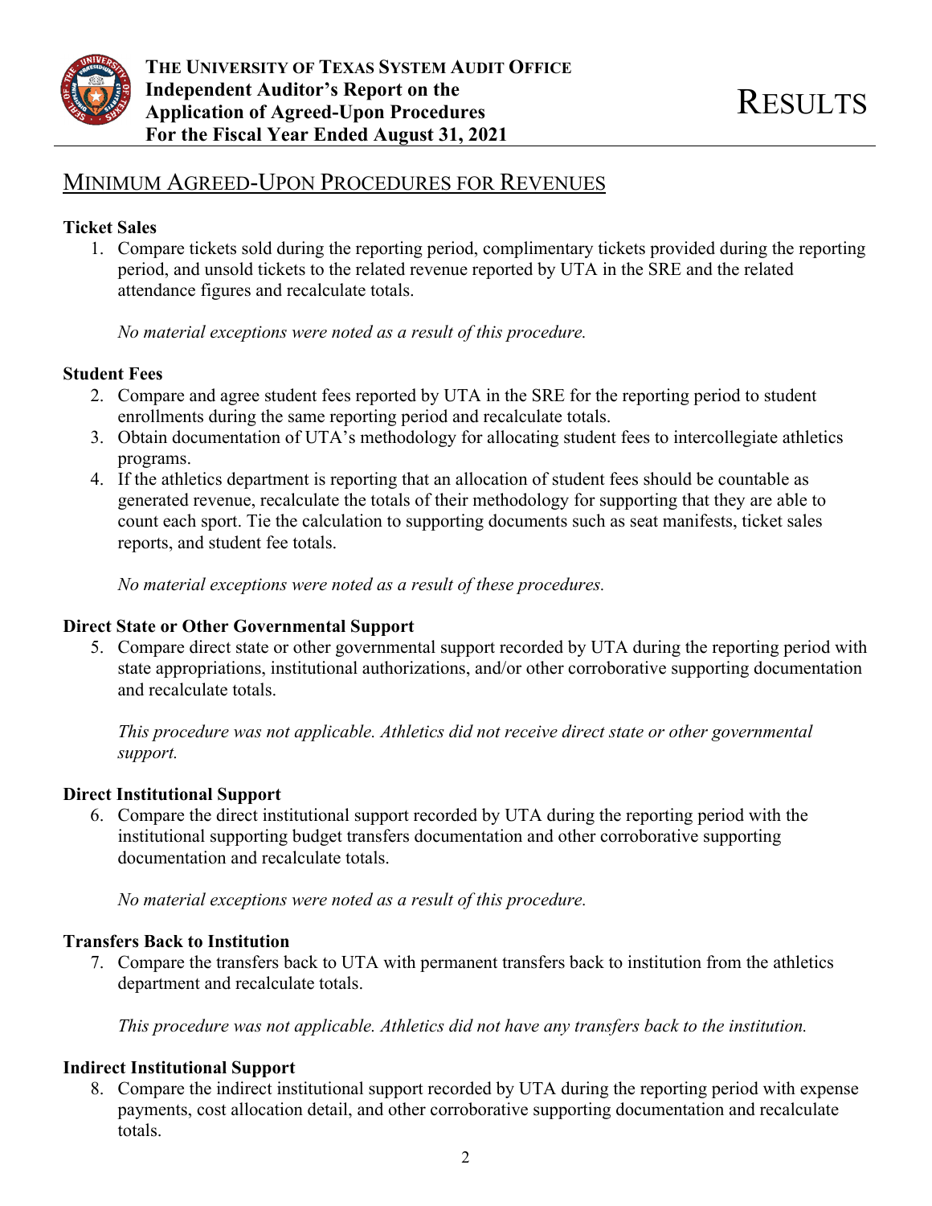## Minimum Agreed-Upon Procedures for Revenues

**Ticket Sales**

1. Compare tickets sold during the reporting period, complimentary tickets provided during the reporting period, and unsold tickets to the related revenue reported by UTA in the SRE and the related attendance figures and recalculate totals.

   *No material exceptions were noted as a result of this procedure.*

**Student Fees**

2. Compare and agree student fees reported by UTA in the SRE for the reporting period to student enrollments during the same reporting period and recalculate totals.
3. Obtain documentation of UTA's methodology for allocating student fees to intercollegiate athletics programs.
4. If the athletics department is reporting that an allocation of student fees should be countable as generated revenue, recalculate the totals of their methodology for supporting that they are able to count each sport. Tie the calculation to supporting documents such as seat manifests, ticket sales reports, and student fee totals.

   *No material exceptions were noted as a result of these procedures.*

**Direct State or Other Governmental Support**

5. Compare direct state or other governmental support recorded by UTA during the reporting period with state appropriations, institutional authorizations, and/or other corroborative supporting documentation and recalculate totals.

   *This procedure was not applicable. Athletics did not receive direct state or other governmental support.*

**Direct Institutional Support**

6. Compare the direct institutional support recorded by UTA during the reporting period with the institutional supporting budget transfers documentation and other corroborative supporting documentation and recalculate totals.

   *No material exceptions were noted as a result of this procedure.*

**Transfers Back to Institution**

7. Compare the transfers back to UTA with permanent transfers back to institution from the athletics department and recalculate totals.

   *This procedure was not applicable. Athletics did not have any transfers back to the institution.*

**Indirect Institutional Support**

8. Compare the indirect institutional support recorded by UTA during the reporting period with expense payments, cost allocation detail, and other corroborative supporting documentation and recalculate totals.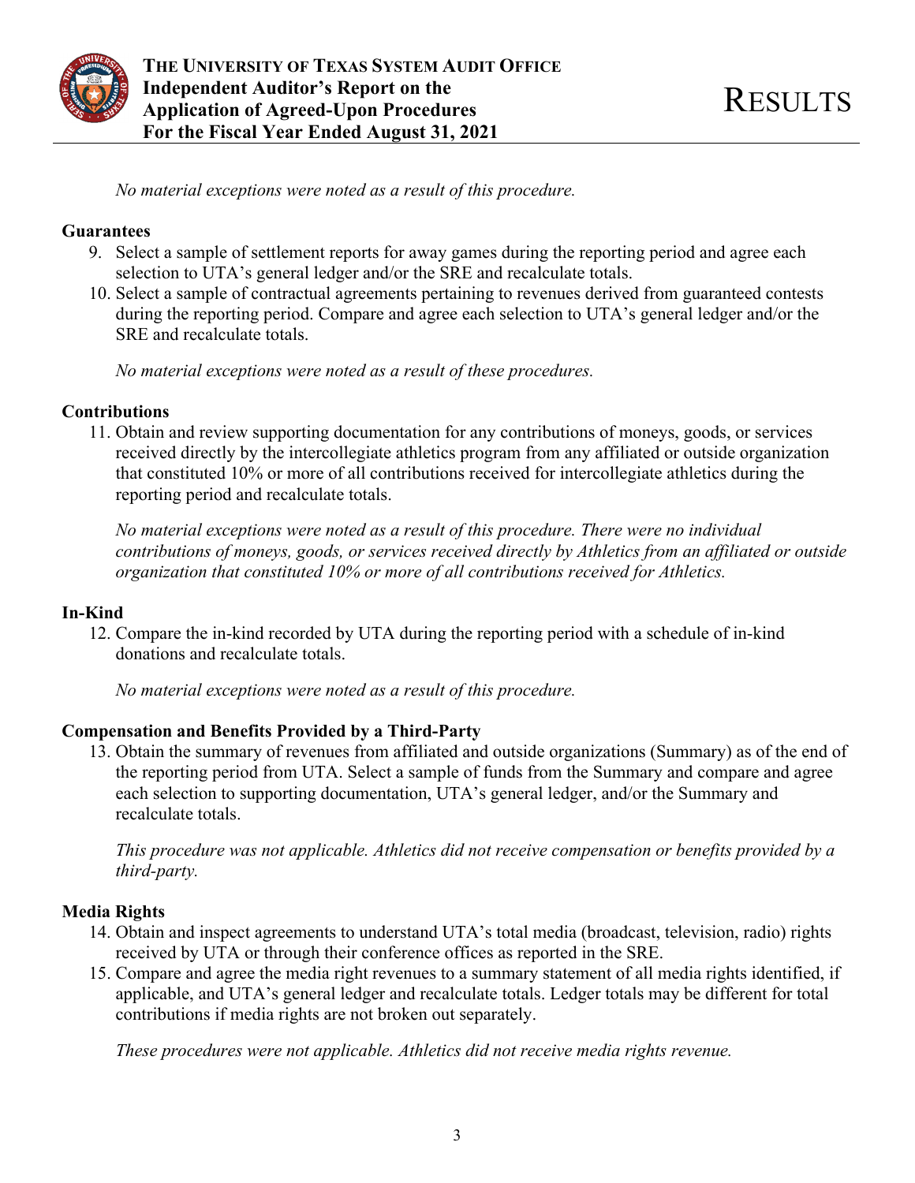*No material exceptions were noted as a result of this procedure.*

**Guarantees**

9. Select a sample of settlement reports for away games during the reporting period and agree each selection to UTA's general ledger and/or the SRE and recalculate totals.
10. Select a sample of contractual agreements pertaining to revenues derived from guaranteed contests during the reporting period. Compare and agree each selection to UTA's general ledger and/or the SRE and recalculate totals.

*No material exceptions were noted as a result of these procedures.*

**Contributions**

11. Obtain and review supporting documentation for any contributions of moneys, goods, or services received directly by the intercollegiate athletics program from any affiliated or outside organization that constituted 10% or more of all contributions received for intercollegiate athletics during the reporting period and recalculate totals.

*No material exceptions were noted as a result of this procedure. There were no individual contributions of moneys, goods, or services received directly by Athletics from an affiliated or outside organization that constituted 10% or more of all contributions received for Athletics.*

**In-Kind**

12. Compare the in-kind recorded by UTA during the reporting period with a schedule of in-kind donations and recalculate totals.

*No material exceptions were noted as a result of this procedure.*

**Compensation and Benefits Provided by a Third-Party**

13. Obtain the summary of revenues from affiliated and outside organizations (Summary) as of the end of the reporting period from UTA. Select a sample of funds from the Summary and compare and agree each selection to supporting documentation, UTA's general ledger, and/or the Summary and recalculate totals.

*This procedure was not applicable. Athletics did not receive compensation or benefits provided by a third-party.*

**Media Rights**

14. Obtain and inspect agreements to understand UTA's total media (broadcast, television, radio) rights received by UTA or through their conference offices as reported in the SRE.
15. Compare and agree the media right revenues to a summary statement of all media rights identified, if applicable, and UTA's general ledger and recalculate totals. Ledger totals may be different for total contributions if media rights are not broken out separately.

*These procedures were not applicable. Athletics did not receive media rights revenue.*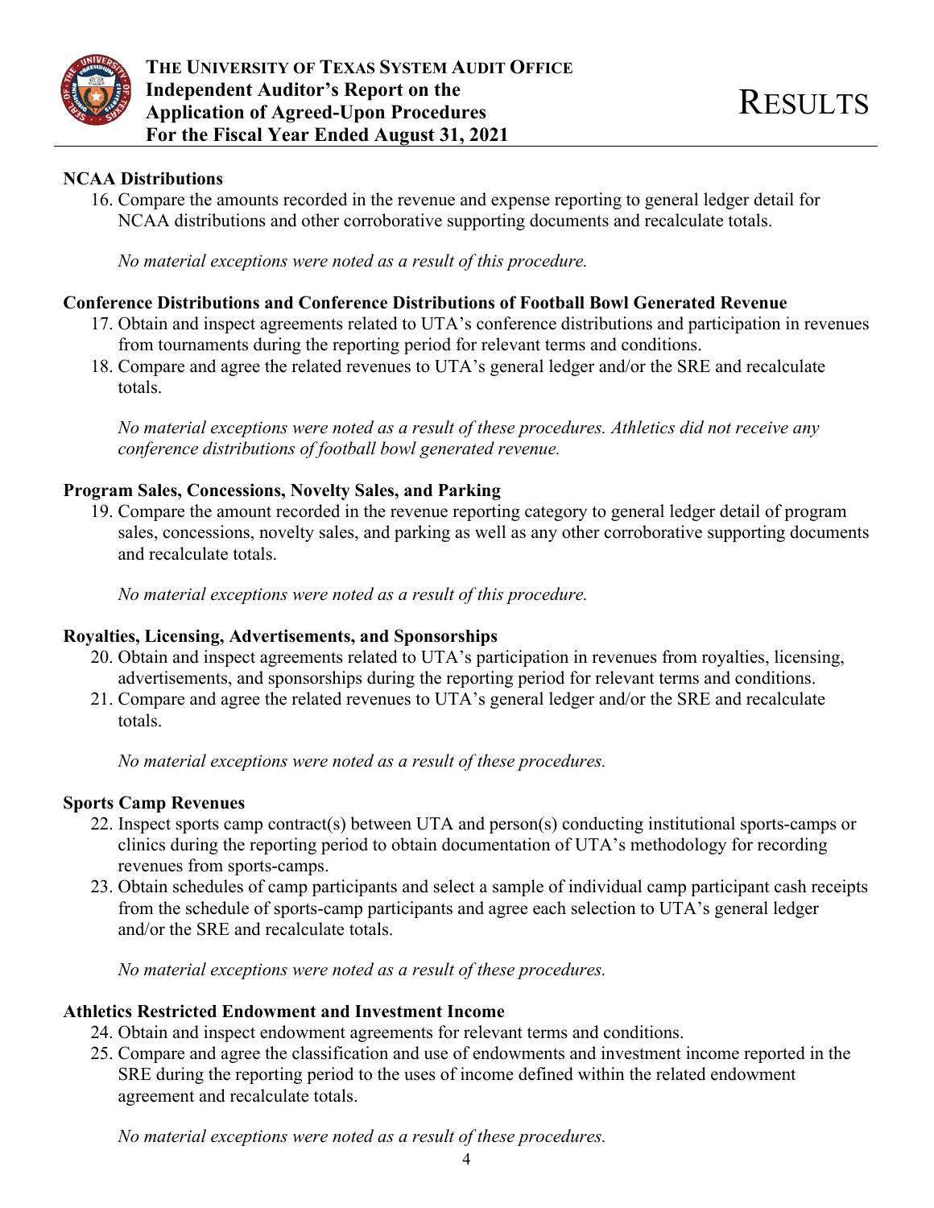### NCAA Distributions

16. Compare the amounts recorded in the revenue and expense reporting to general ledger detail for NCAA distributions and other corroborative supporting documents and recalculate totals.

    *No material exceptions were noted as a result of this procedure.*

### Conference Distributions and Conference Distributions of Football Bowl Generated Revenue

17. Obtain and inspect agreements related to UTA's conference distributions and participation in revenues from tournaments during the reporting period for relevant terms and conditions.
18. Compare and agree the related revenues to UTA's general ledger and/or the SRE and recalculate totals.

    *No material exceptions were noted as a result of these procedures. Athletics did not receive any conference distributions of football bowl generated revenue.*

### Program Sales, Concessions, Novelty Sales, and Parking

19. Compare the amount recorded in the revenue reporting category to general ledger detail of program sales, concessions, novelty sales, and parking as well as any other corroborative supporting documents and recalculate totals.

    *No material exceptions were noted as a result of this procedure.*

### Royalties, Licensing, Advertisements, and Sponsorships

20. Obtain and inspect agreements related to UTA's participation in revenues from royalties, licensing, advertisements, and sponsorships during the reporting period for relevant terms and conditions.
21. Compare and agree the related revenues to UTA's general ledger and/or the SRE and recalculate totals.

    *No material exceptions were noted as a result of these procedures.*

### Sports Camp Revenues

22. Inspect sports camp contract(s) between UTA and person(s) conducting institutional sports-camps or clinics during the reporting period to obtain documentation of UTA's methodology for recording revenues from sports-camps.
23. Obtain schedules of camp participants and select a sample of individual camp participant cash receipts from the schedule of sports-camp participants and agree each selection to UTA's general ledger and/or the SRE and recalculate totals.

    *No material exceptions were noted as a result of these procedures.*

### Athletics Restricted Endowment and Investment Income

24. Obtain and inspect endowment agreements for relevant terms and conditions.
25. Compare and agree the classification and use of endowments and investment income reported in the SRE during the reporting period to the uses of income defined within the related endowment agreement and recalculate totals.

    *No material exceptions were noted as a result of these procedures.*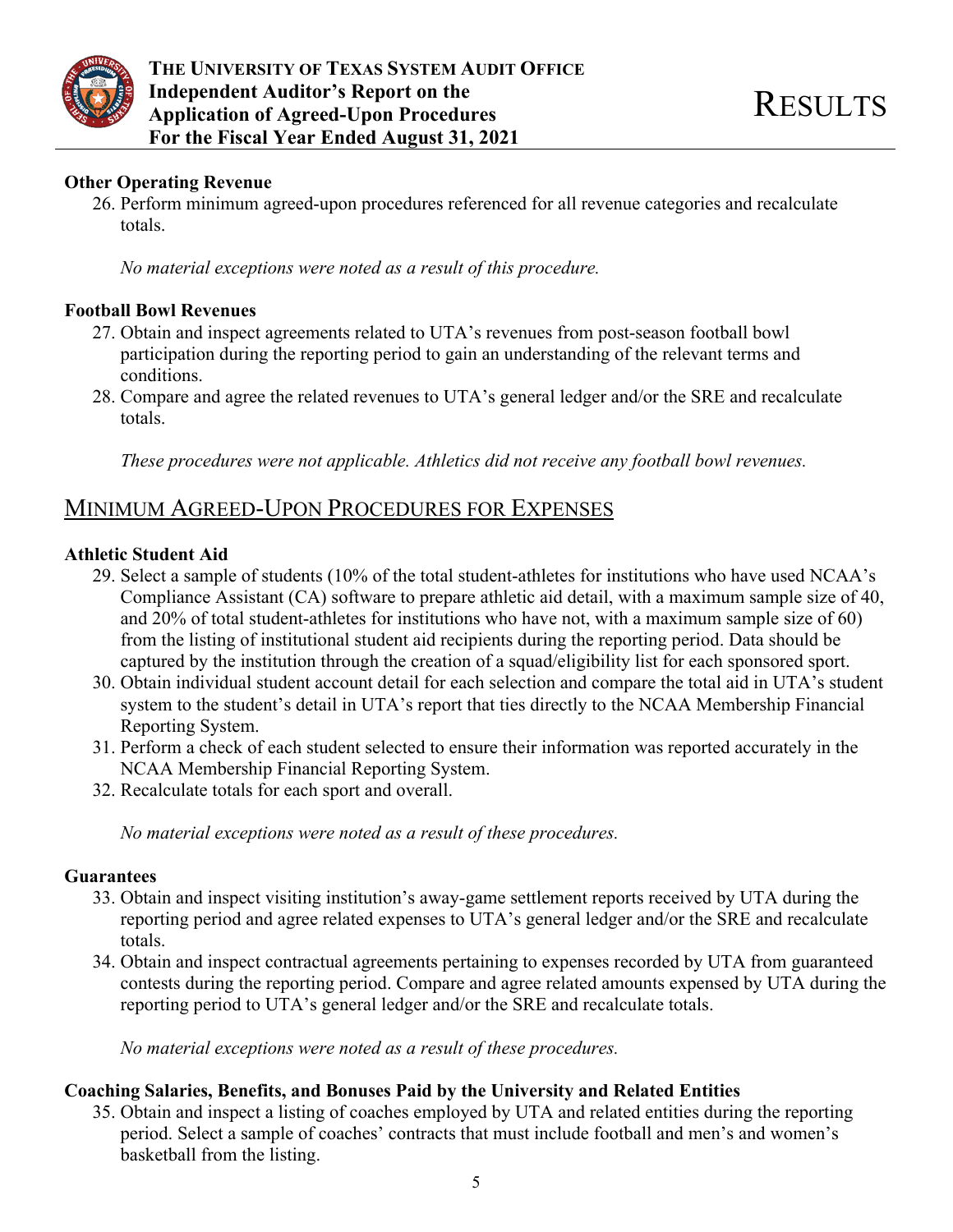**Other Operating Revenue**

26. Perform minimum agreed-upon procedures referenced for all revenue categories and recalculate totals.

*No material exceptions were noted as a result of this procedure.*

**Football Bowl Revenues**

27. Obtain and inspect agreements related to UTA's revenues from post-season football bowl participation during the reporting period to gain an understanding of the relevant terms and conditions.
28. Compare and agree the related revenues to UTA's general ledger and/or the SRE and recalculate totals.

*These procedures were not applicable. Athletics did not receive any football bowl revenues.*

## MINIMUM AGREED-UPON PROCEDURES FOR EXPENSES

**Athletic Student Aid**

29. Select a sample of students (10% of the total student-athletes for institutions who have used NCAA's Compliance Assistant (CA) software to prepare athletic aid detail, with a maximum sample size of 40, and 20% of total student-athletes for institutions who have not, with a maximum sample size of 60) from the listing of institutional student aid recipients during the reporting period. Data should be captured by the institution through the creation of a squad/eligibility list for each sponsored sport.
30. Obtain individual student account detail for each selection and compare the total aid in UTA's student system to the student's detail in UTA's report that ties directly to the NCAA Membership Financial Reporting System.
31. Perform a check of each student selected to ensure their information was reported accurately in the NCAA Membership Financial Reporting System.
32. Recalculate totals for each sport and overall.

*No material exceptions were noted as a result of these procedures.*

**Guarantees**

33. Obtain and inspect visiting institution's away-game settlement reports received by UTA during the reporting period and agree related expenses to UTA's general ledger and/or the SRE and recalculate totals.
34. Obtain and inspect contractual agreements pertaining to expenses recorded by UTA from guaranteed contests during the reporting period. Compare and agree related amounts expensed by UTA during the reporting period to UTA's general ledger and/or the SRE and recalculate totals.

*No material exceptions were noted as a result of these procedures.*

**Coaching Salaries, Benefits, and Bonuses Paid by the University and Related Entities**

35. Obtain and inspect a listing of coaches employed by UTA and related entities during the reporting period. Select a sample of coaches' contracts that must include football and men's and women's basketball from the listing.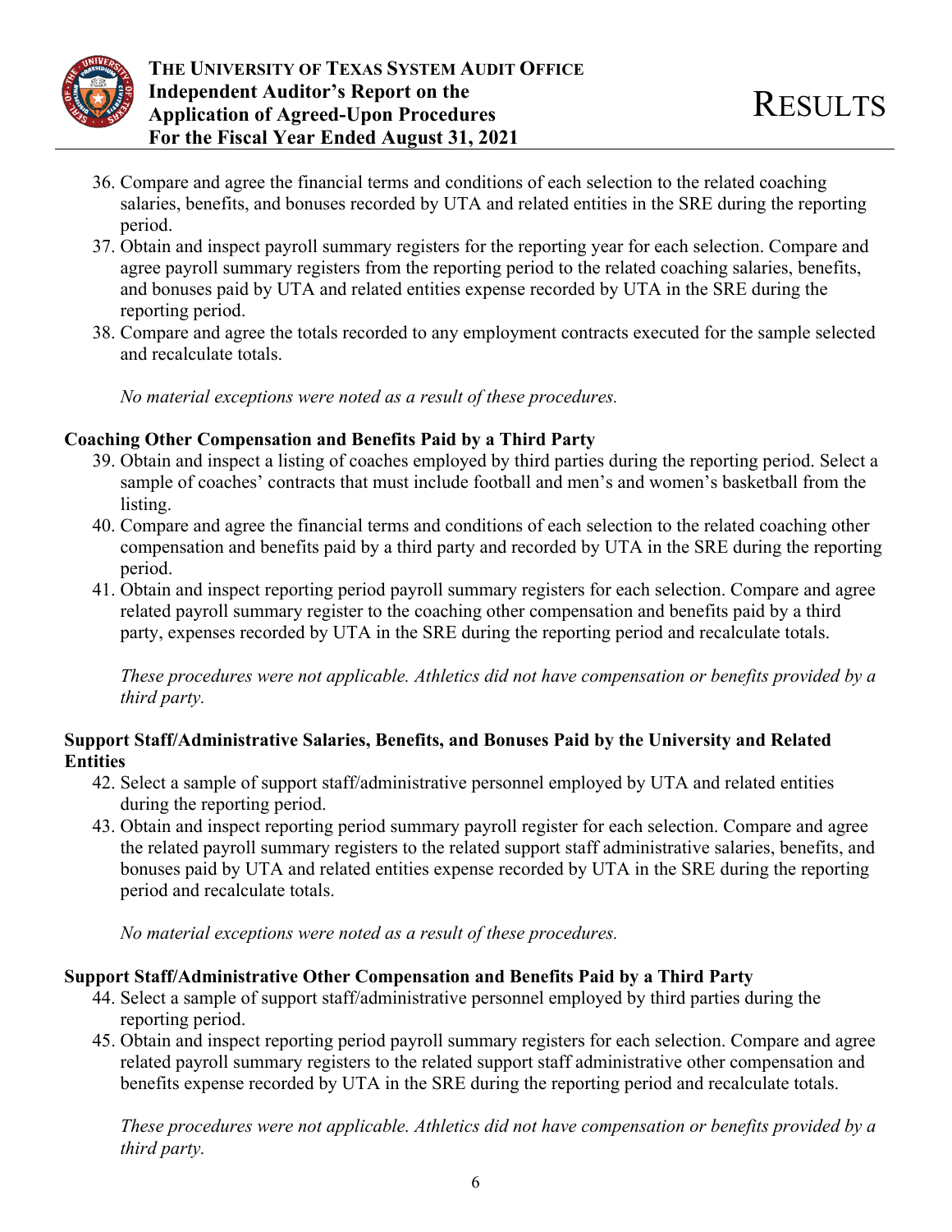36. Compare and agree the financial terms and conditions of each selection to the related coaching salaries, benefits, and bonuses recorded by UTA and related entities in the SRE during the reporting period.
37. Obtain and inspect payroll summary registers for the reporting year for each selection. Compare and agree payroll summary registers from the reporting period to the related coaching salaries, benefits, and bonuses paid by UTA and related entities expense recorded by UTA in the SRE during the reporting period.
38. Compare and agree the totals recorded to any employment contracts executed for the sample selected and recalculate totals.

*No material exceptions were noted as a result of these procedures.*

**Coaching Other Compensation and Benefits Paid by a Third Party**

39. Obtain and inspect a listing of coaches employed by third parties during the reporting period. Select a sample of coaches' contracts that must include football and men's and women's basketball from the listing.
40. Compare and agree the financial terms and conditions of each selection to the related coaching other compensation and benefits paid by a third party and recorded by UTA in the SRE during the reporting period.
41. Obtain and inspect reporting period payroll summary registers for each selection. Compare and agree related payroll summary register to the coaching other compensation and benefits paid by a third party, expenses recorded by UTA in the SRE during the reporting period and recalculate totals.

*These procedures were not applicable. Athletics did not have compensation or benefits provided by a third party.*

**Support Staff/Administrative Salaries, Benefits, and Bonuses Paid by the University and Related Entities**

42. Select a sample of support staff/administrative personnel employed by UTA and related entities during the reporting period.
43. Obtain and inspect reporting period summary payroll register for each selection. Compare and agree the related payroll summary registers to the related support staff administrative salaries, benefits, and bonuses paid by UTA and related entities expense recorded by UTA in the SRE during the reporting period and recalculate totals.

*No material exceptions were noted as a result of these procedures.*

**Support Staff/Administrative Other Compensation and Benefits Paid by a Third Party**

44. Select a sample of support staff/administrative personnel employed by third parties during the reporting period.
45. Obtain and inspect reporting period payroll summary registers for each selection. Compare and agree related payroll summary registers to the related support staff administrative other compensation and benefits expense recorded by UTA in the SRE during the reporting period and recalculate totals.

*These procedures were not applicable. Athletics did not have compensation or benefits provided by a third party.*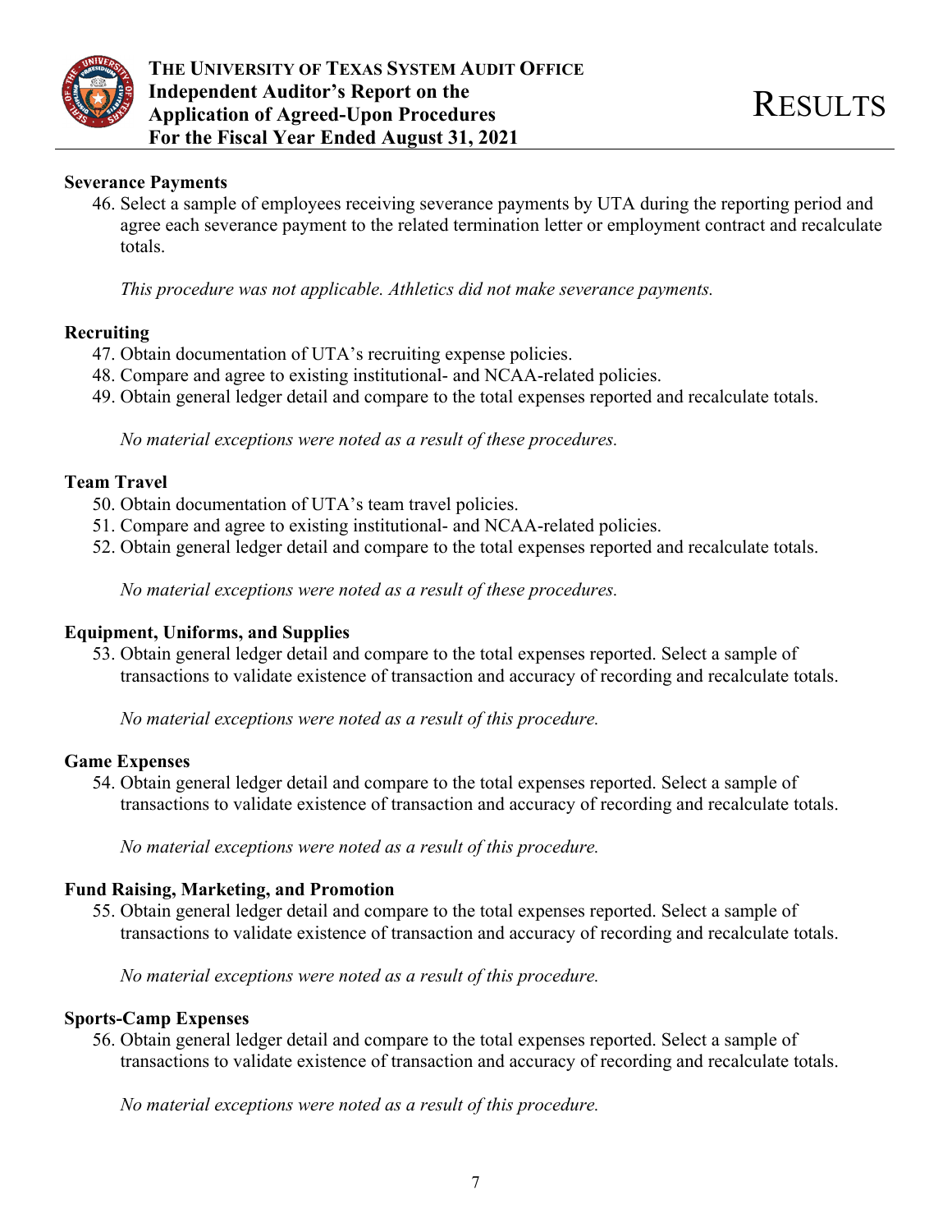## Severance Payments

46. Select a sample of employees receiving severance payments by UTA during the reporting period and agree each severance payment to the related termination letter or employment contract and recalculate totals.

    *This procedure was not applicable. Athletics did not make severance payments.*

## Recruiting

47. Obtain documentation of UTA's recruiting expense policies.
48. Compare and agree to existing institutional- and NCAA-related policies.
49. Obtain general ledger detail and compare to the total expenses reported and recalculate totals.

    *No material exceptions were noted as a result of these procedures.*

## Team Travel

50. Obtain documentation of UTA's team travel policies.
51. Compare and agree to existing institutional- and NCAA-related policies.
52. Obtain general ledger detail and compare to the total expenses reported and recalculate totals.

    *No material exceptions were noted as a result of these procedures.*

## Equipment, Uniforms, and Supplies

53. Obtain general ledger detail and compare to the total expenses reported. Select a sample of transactions to validate existence of transaction and accuracy of recording and recalculate totals.

    *No material exceptions were noted as a result of this procedure.*

## Game Expenses

54. Obtain general ledger detail and compare to the total expenses reported. Select a sample of transactions to validate existence of transaction and accuracy of recording and recalculate totals.

    *No material exceptions were noted as a result of this procedure.*

## Fund Raising, Marketing, and Promotion

55. Obtain general ledger detail and compare to the total expenses reported. Select a sample of transactions to validate existence of transaction and accuracy of recording and recalculate totals.

    *No material exceptions were noted as a result of this procedure.*

## Sports-Camp Expenses

56. Obtain general ledger detail and compare to the total expenses reported. Select a sample of transactions to validate existence of transaction and accuracy of recording and recalculate totals.

    *No material exceptions were noted as a result of this procedure.*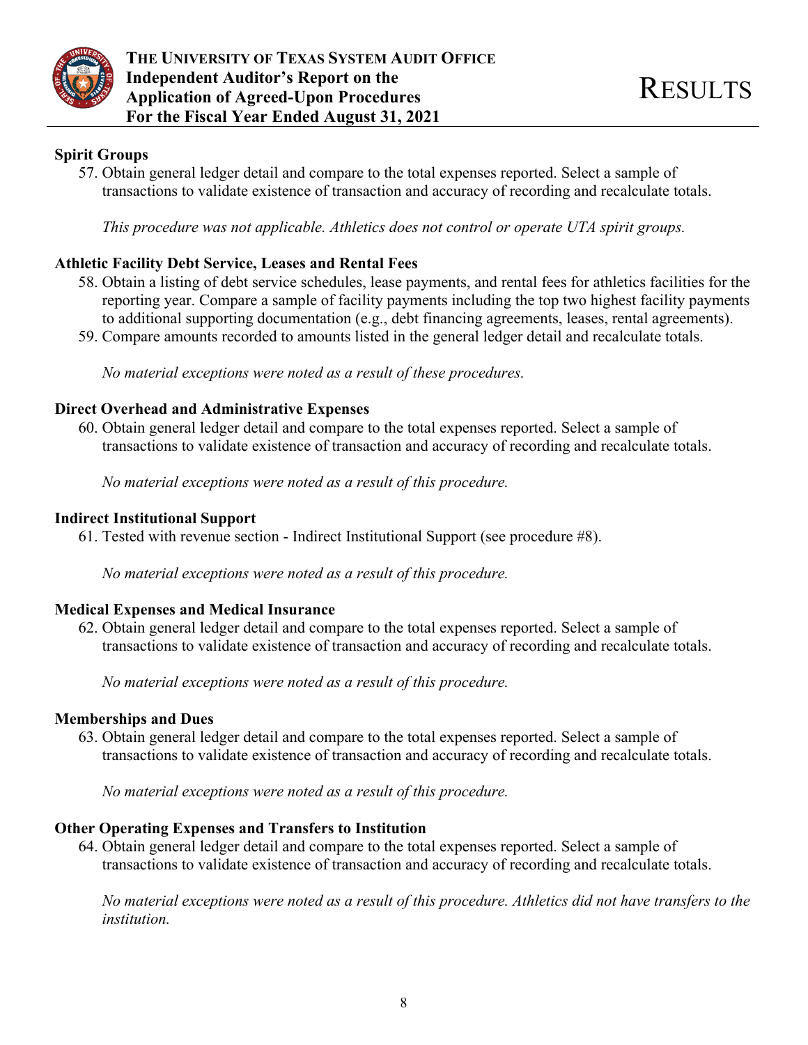### Spirit Groups

57. Obtain general ledger detail and compare to the total expenses reported. Select a sample of transactions to validate existence of transaction and accuracy of recording and recalculate totals.

    *This procedure was not applicable. Athletics does not control or operate UTA spirit groups.*

### Athletic Facility Debt Service, Leases and Rental Fees

58. Obtain a listing of debt service schedules, lease payments, and rental fees for athletics facilities for the reporting year. Compare a sample of facility payments including the top two highest facility payments to additional supporting documentation (e.g., debt financing agreements, leases, rental agreements).
59. Compare amounts recorded to amounts listed in the general ledger detail and recalculate totals.

    *No material exceptions were noted as a result of these procedures.*

### Direct Overhead and Administrative Expenses

60. Obtain general ledger detail and compare to the total expenses reported. Select a sample of transactions to validate existence of transaction and accuracy of recording and recalculate totals.

    *No material exceptions were noted as a result of this procedure.*

### Indirect Institutional Support

61. Tested with revenue section - Indirect Institutional Support (see procedure #8).

    *No material exceptions were noted as a result of this procedure.*

### Medical Expenses and Medical Insurance

62. Obtain general ledger detail and compare to the total expenses reported. Select a sample of transactions to validate existence of transaction and accuracy of recording and recalculate totals.

    *No material exceptions were noted as a result of this procedure.*

### Memberships and Dues

63. Obtain general ledger detail and compare to the total expenses reported. Select a sample of transactions to validate existence of transaction and accuracy of recording and recalculate totals.

    *No material exceptions were noted as a result of this procedure.*

### Other Operating Expenses and Transfers to Institution

64. Obtain general ledger detail and compare to the total expenses reported. Select a sample of transactions to validate existence of transaction and accuracy of recording and recalculate totals.

    *No material exceptions were noted as a result of this procedure. Athletics did not have transfers to the institution.*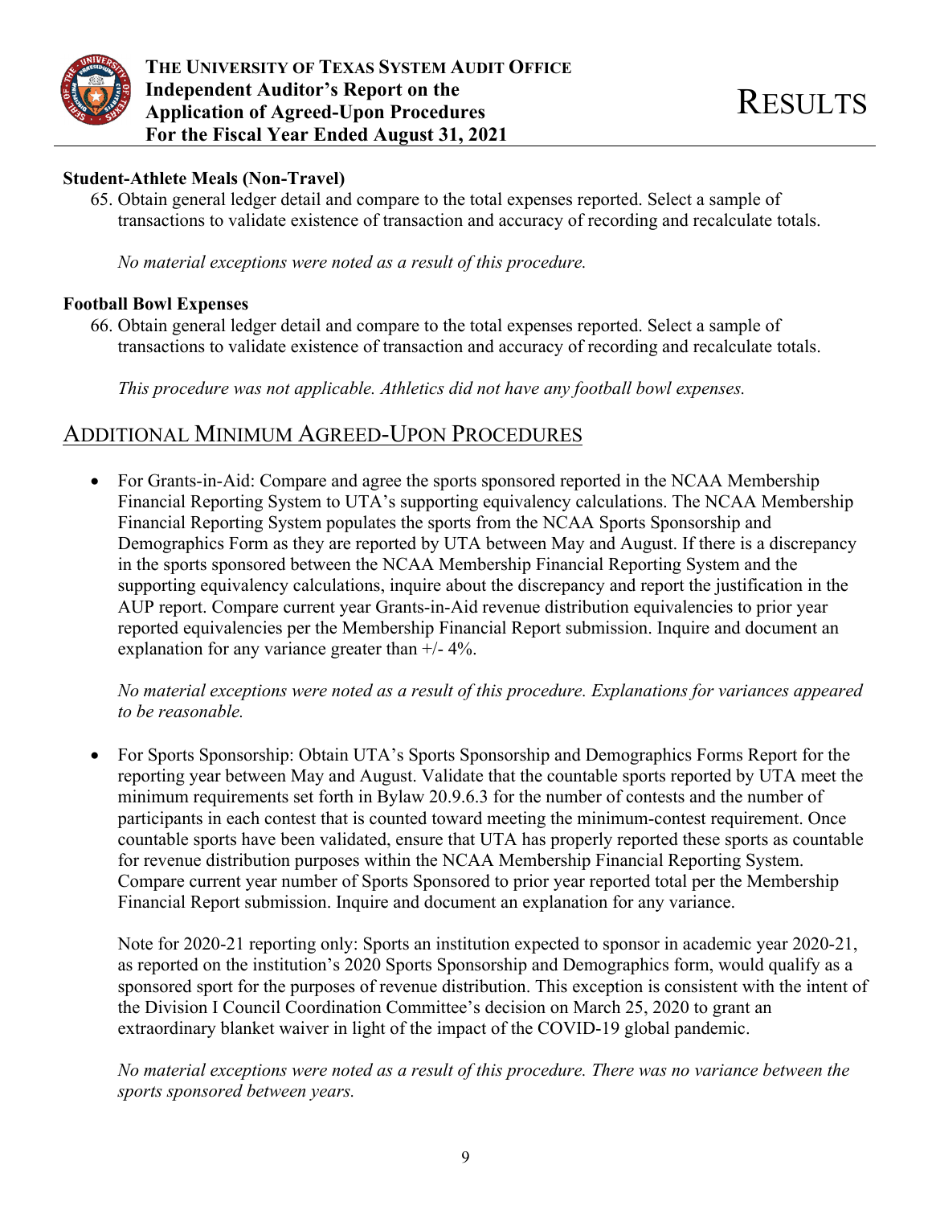### Student-Athlete Meals (Non-Travel)

65. Obtain general ledger detail and compare to the total expenses reported. Select a sample of transactions to validate existence of transaction and accuracy of recording and recalculate totals.

    *No material exceptions were noted as a result of this procedure.*

### Football Bowl Expenses

66. Obtain general ledger detail and compare to the total expenses reported. Select a sample of transactions to validate existence of transaction and accuracy of recording and recalculate totals.

    *This procedure was not applicable. Athletics did not have any football bowl expenses.*

## Additional Minimum Agreed-Upon Procedures

- For Grants-in-Aid: Compare and agree the sports sponsored reported in the NCAA Membership Financial Reporting System to UTA's supporting equivalency calculations. The NCAA Membership Financial Reporting System populates the sports from the NCAA Sports Sponsorship and Demographics Form as they are reported by UTA between May and August. If there is a discrepancy in the sports sponsored between the NCAA Membership Financial Reporting System and the supporting equivalency calculations, inquire about the discrepancy and report the justification in the AUP report. Compare current year Grants-in-Aid revenue distribution equivalencies to prior year reported equivalencies per the Membership Financial Report submission. Inquire and document an explanation for any variance greater than +/- 4%.

  *No material exceptions were noted as a result of this procedure. Explanations for variances appeared to be reasonable.*

- For Sports Sponsorship: Obtain UTA's Sports Sponsorship and Demographics Forms Report for the reporting year between May and August. Validate that the countable sports reported by UTA meet the minimum requirements set forth in Bylaw 20.9.6.3 for the number of contests and the number of participants in each contest that is counted toward meeting the minimum-contest requirement. Once countable sports have been validated, ensure that UTA has properly reported these sports as countable for revenue distribution purposes within the NCAA Membership Financial Reporting System. Compare current year number of Sports Sponsored to prior year reported total per the Membership Financial Report submission. Inquire and document an explanation for any variance.

  Note for 2020-21 reporting only: Sports an institution expected to sponsor in academic year 2020-21, as reported on the institution's 2020 Sports Sponsorship and Demographics form, would qualify as a sponsored sport for the purposes of revenue distribution. This exception is consistent with the intent of the Division I Council Coordination Committee's decision on March 25, 2020 to grant an extraordinary blanket waiver in light of the impact of the COVID-19 global pandemic.

  *No material exceptions were noted as a result of this procedure. There was no variance between the sports sponsored between years.*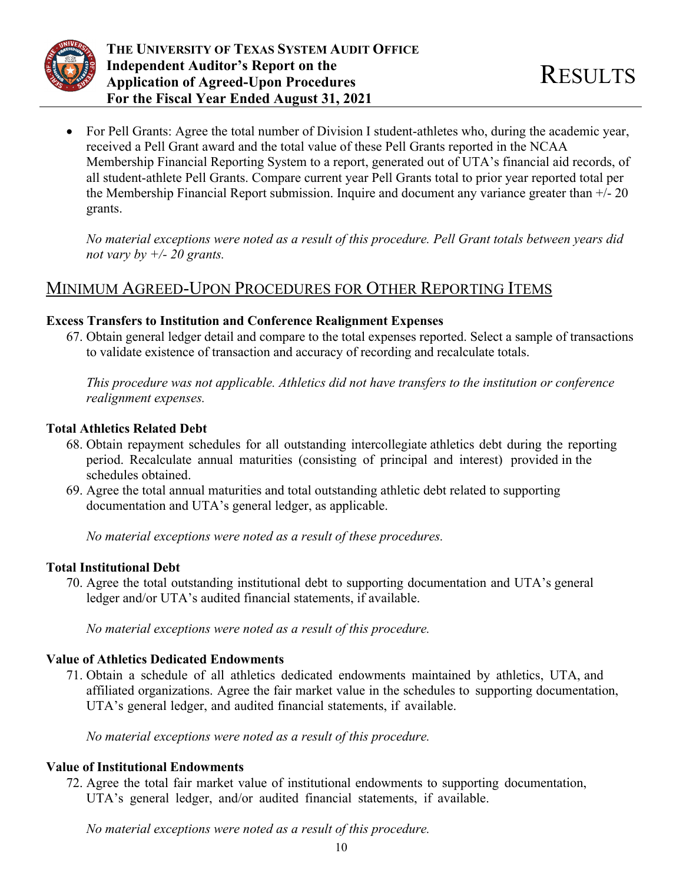- For Pell Grants: Agree the total number of Division I student-athletes who, during the academic year, received a Pell Grant award and the total value of these Pell Grants reported in the NCAA Membership Financial Reporting System to a report, generated out of UTA's financial aid records, of all student-athlete Pell Grants. Compare current year Pell Grants total to prior year reported total per the Membership Financial Report submission. Inquire and document any variance greater than +/- 20 grants.

  *No material exceptions were noted as a result of this procedure. Pell Grant totals between years did not vary by +/- 20 grants.*

## MINIMUM AGREED-UPON PROCEDURES FOR OTHER REPORTING ITEMS

**Excess Transfers to Institution and Conference Realignment Expenses**

67. Obtain general ledger detail and compare to the total expenses reported. Select a sample of transactions to validate existence of transaction and accuracy of recording and recalculate totals.

    *This procedure was not applicable. Athletics did not have transfers to the institution or conference realignment expenses.*

**Total Athletics Related Debt**

68. Obtain repayment schedules for all outstanding intercollegiate athletics debt during the reporting period. Recalculate annual maturities (consisting of principal and interest) provided in the schedules obtained.
69. Agree the total annual maturities and total outstanding athletic debt related to supporting documentation and UTA's general ledger, as applicable.

    *No material exceptions were noted as a result of these procedures.*

**Total Institutional Debt**

70. Agree the total outstanding institutional debt to supporting documentation and UTA's general ledger and/or UTA's audited financial statements, if available.

    *No material exceptions were noted as a result of this procedure.*

**Value of Athletics Dedicated Endowments**

71. Obtain a schedule of all athletics dedicated endowments maintained by athletics, UTA, and affiliated organizations. Agree the fair market value in the schedules to supporting documentation, UTA's general ledger, and audited financial statements, if available.

    *No material exceptions were noted as a result of this procedure.*

**Value of Institutional Endowments**

72. Agree the total fair market value of institutional endowments to supporting documentation, UTA's general ledger, and/or audited financial statements, if available.

    *No material exceptions were noted as a result of this procedure.*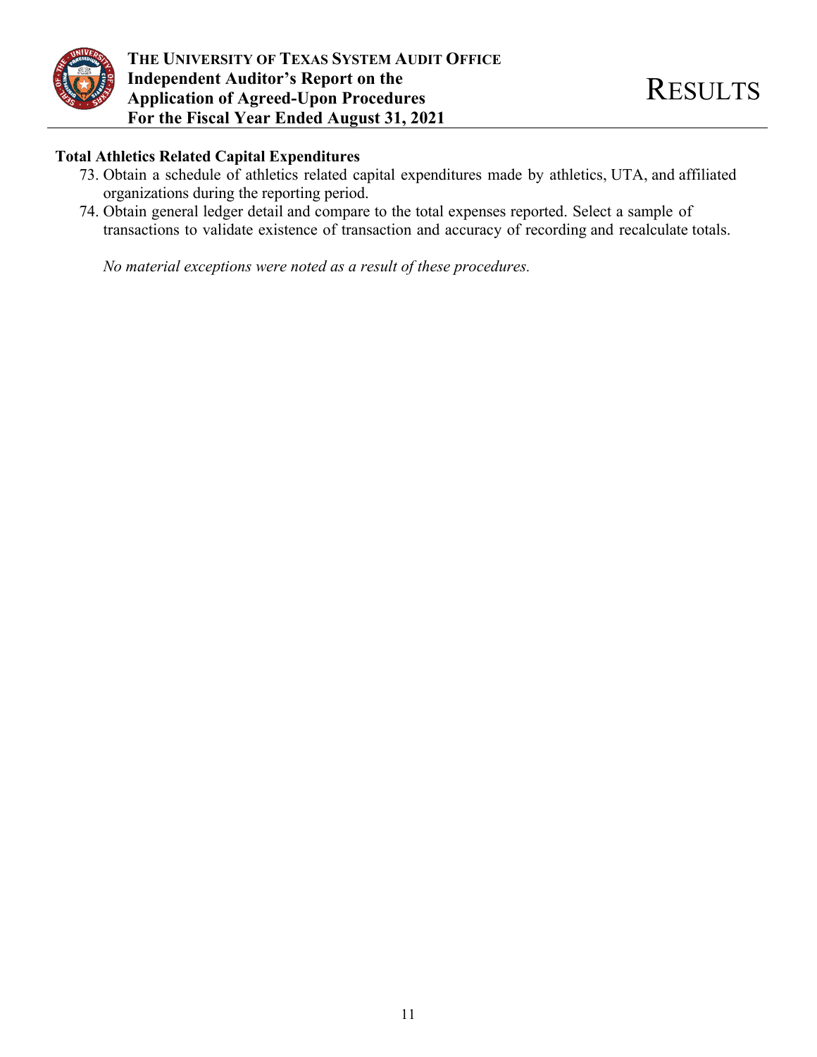**Total Athletics Related Capital Expenditures**

73. Obtain a schedule of athletics related capital expenditures made by athletics, UTA, and affiliated organizations during the reporting period.
74. Obtain general ledger detail and compare to the total expenses reported. Select a sample of transactions to validate existence of transaction and accuracy of recording and recalculate totals.

*No material exceptions were noted as a result of these procedures.*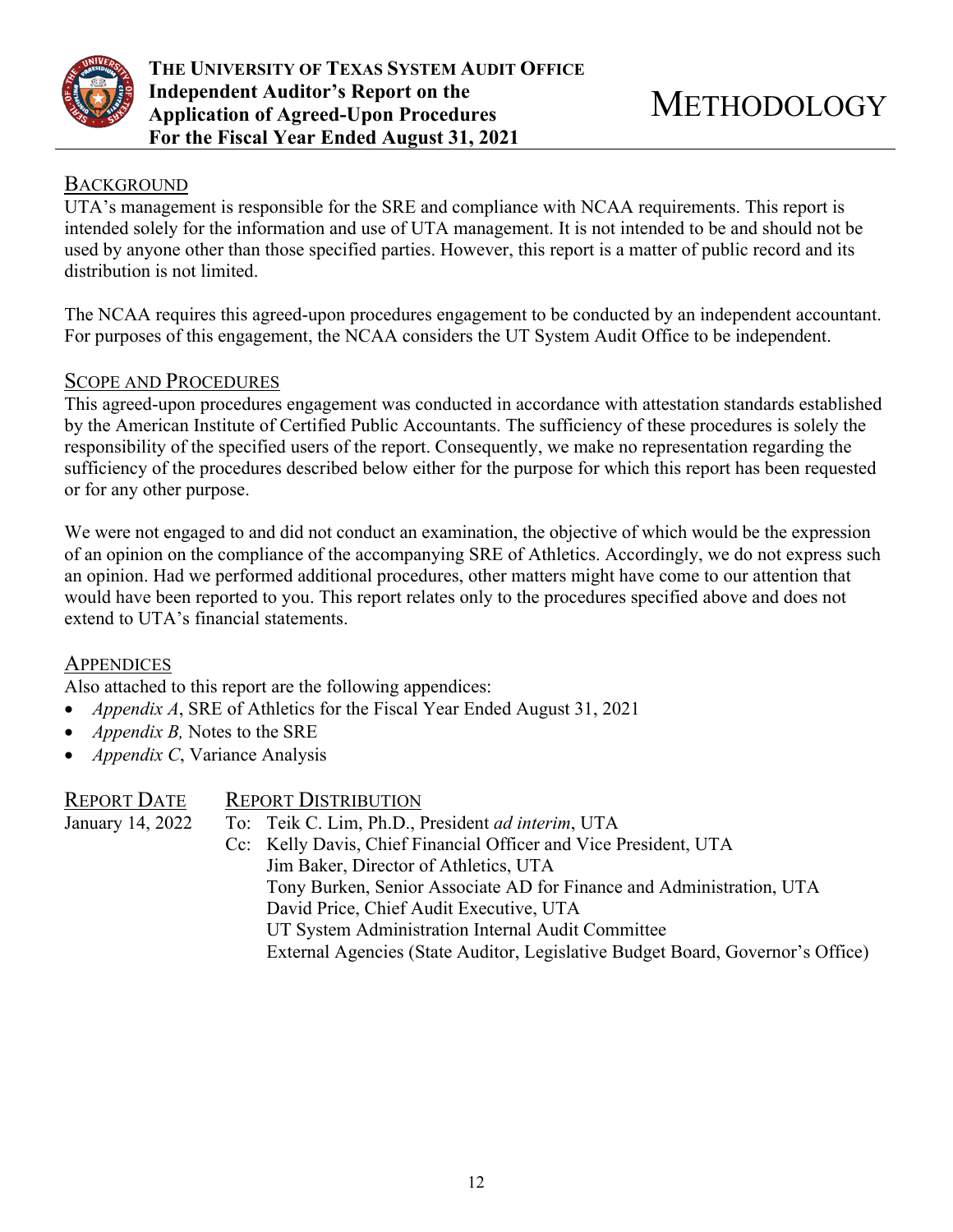# METHODOLOGY

## BACKGROUND

UTA's management is responsible for the SRE and compliance with NCAA requirements. This report is intended solely for the information and use of UTA management. It is not intended to be and should not be used by anyone other than those specified parties. However, this report is a matter of public record and its distribution is not limited.

The NCAA requires this agreed-upon procedures engagement to be conducted by an independent accountant. For purposes of this engagement, the NCAA considers the UT System Audit Office to be independent.

## SCOPE AND PROCEDURES

This agreed-upon procedures engagement was conducted in accordance with attestation standards established by the American Institute of Certified Public Accountants. The sufficiency of these procedures is solely the responsibility of the specified users of the report. Consequently, we make no representation regarding the sufficiency of the procedures described below either for the purpose for which this report has been requested or for any other purpose.

We were not engaged to and did not conduct an examination, the objective of which would be the expression of an opinion on the compliance of the accompanying SRE of Athletics. Accordingly, we do not express such an opinion. Had we performed additional procedures, other matters might have come to our attention that would have been reported to you. This report relates only to the procedures specified above and does not extend to UTA's financial statements.

## APPENDICES

Also attached to this report are the following appendices:

- *Appendix A*, SRE of Athletics for the Fiscal Year Ended August 31, 2021
- *Appendix B,* Notes to the SRE
- *Appendix C*, Variance Analysis

| REPORT DATE | REPORT DISTRIBUTION |
|---|---|
| January 14, 2022 | To: Teik C. Lim, Ph.D., President *ad interim*, UTA |
| | Cc: Kelly Davis, Chief Financial Officer and Vice President, UTA |
| | Jim Baker, Director of Athletics, UTA |
| | Tony Burken, Senior Associate AD for Finance and Administration, UTA |
| | David Price, Chief Audit Executive, UTA |
| | UT System Administration Internal Audit Committee |
| | External Agencies (State Auditor, Legislative Budget Board, Governor's Office) |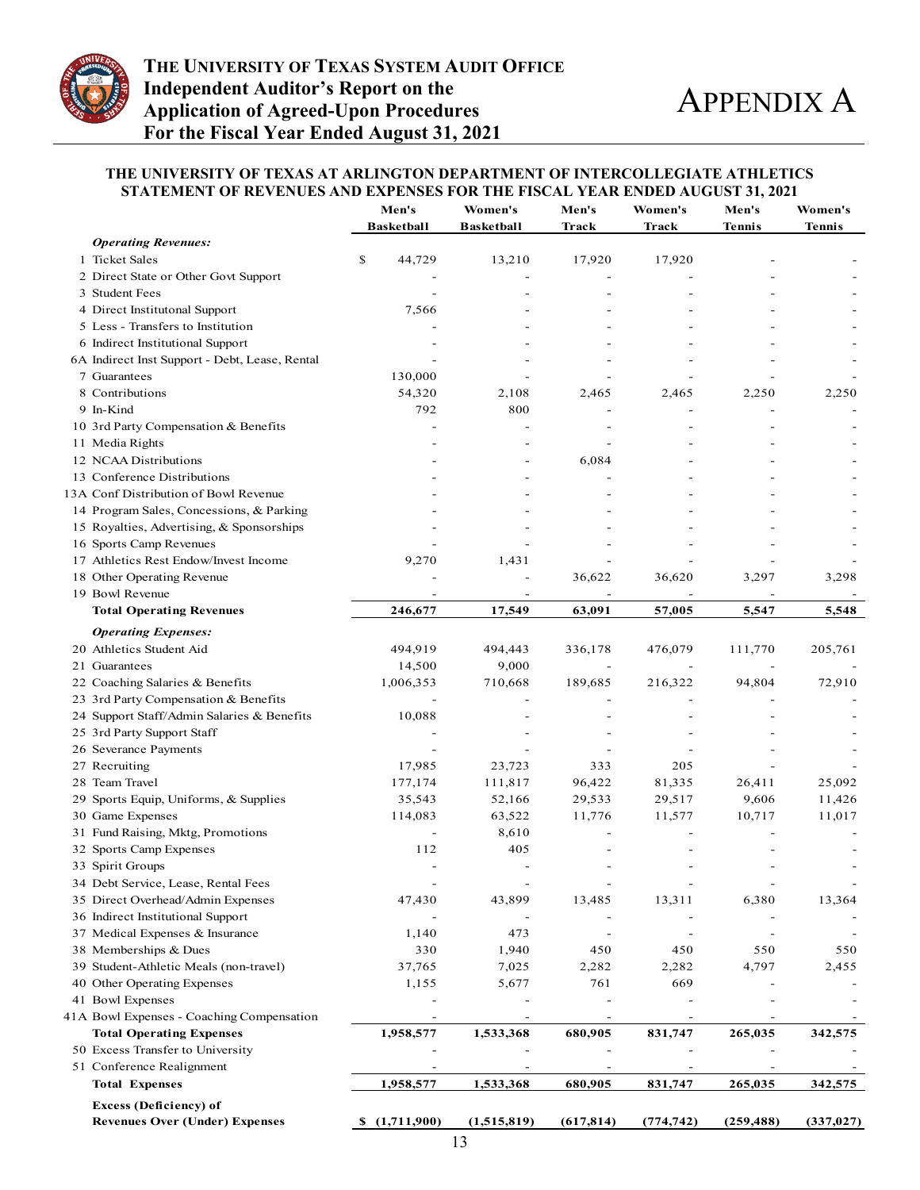# The University of Texas System Audit Office
## Independent Auditor's Report on the Application of Agreed-Upon Procedures
## For the Fiscal Year Ended August 31, 2021

# Appendix A

### THE UNIVERSITY OF TEXAS AT ARLINGTON DEPARTMENT OF INTERCOLLEGIATE ATHLETICS
### STATEMENT OF REVENUES AND EXPENSES FOR THE FISCAL YEAR ENDED AUGUST 31, 2021

| | Men's Basketball | Women's Basketball | Men's Track | Women's Track | Men's Tennis | Women's Tennis |
|---|---|---|---|---|---|---|
| ***Operating Revenues:*** | | | | | | |
| 1 Ticket Sales | $ 44,729 | 13,210 | 17,920 | 17,920 | - | - |
| 2 Direct State or Other Govt Support | - | - | - | - | - | - |
| 3 Student Fees | - | - | - | - | - | - |
| 4 Direct Institutonal Support | 7,566 | - | - | - | - | - |
| 5 Less - Transfers to Institution | - | - | - | - | - | - |
| 6 Indirect Institutional Support | - | - | - | - | - | - |
| 6A Indirect Inst Support - Debt, Lease, Rental | - | - | - | - | - | - |
| 7 Guarantees | 130,000 | - | - | - | - | - |
| 8 Contributions | 54,320 | 2,108 | 2,465 | 2,465 | 2,250 | 2,250 |
| 9 In-Kind | 792 | 800 | - | - | - | - |
| 10 3rd Party Compensation & Benefits | - | - | - | - | - | - |
| 11 Media Rights | - | - | - | - | - | - |
| 12 NCAA Distributions | - | - | 6,084 | - | - | - |
| 13 Conference Distributions | - | - | - | - | - | - |
| 13A Conf Distribution of Bowl Revenue | - | - | - | - | - | - |
| 14 Program Sales, Concessions, & Parking | - | - | - | - | - | - |
| 15 Royalties, Advertising, & Sponsorships | - | - | - | - | - | - |
| 16 Sports Camp Revenues | - | - | - | - | - | - |
| 17 Athletics Rest Endow/Invest Income | 9,270 | 1,431 | - | - | - | - |
| 18 Other Operating Revenue | - | - | 36,622 | 36,620 | 3,297 | 3,298 |
| 19 Bowl Revenue | - | - | - | - | - | - |
| **Total Operating Revenues** | **246,677** | **17,549** | **63,091** | **57,005** | **5,547** | **5,548** |
| ***Operating Expenses:*** | | | | | | |
| 20 Athletics Student Aid | 494,919 | 494,443 | 336,178 | 476,079 | 111,770 | 205,761 |
| 21 Guarantees | 14,500 | 9,000 | - | - | - | - |
| 22 Coaching Salaries & Benefits | 1,006,353 | 710,668 | 189,685 | 216,322 | 94,804 | 72,910 |
| 23 3rd Party Compensation & Benefits | - | - | - | - | - | - |
| 24 Support Staff/Admin Salaries & Benefits | 10,088 | - | - | - | - | - |
| 25 3rd Party Support Staff | - | - | - | - | - | - |
| 26 Severance Payments | - | - | - | - | - | - |
| 27 Recruiting | 17,985 | 23,723 | 333 | 205 | - | - |
| 28 Team Travel | 177,174 | 111,817 | 96,422 | 81,335 | 26,411 | 25,092 |
| 29 Sports Equip, Uniforms, & Supplies | 35,543 | 52,166 | 29,533 | 29,517 | 9,606 | 11,426 |
| 30 Game Expenses | 114,083 | 63,522 | 11,776 | 11,577 | 10,717 | 11,017 |
| 31 Fund Raising, Mktg, Promotions | - | 8,610 | - | - | - | - |
| 32 Sports Camp Expenses | 112 | 405 | - | - | - | - |
| 33 Spirit Groups | - | - | - | - | - | - |
| 34 Debt Service, Lease, Rental Fees | - | - | - | - | - | - |
| 35 Direct Overhead/Admin Expenses | 47,430 | 43,899 | 13,485 | 13,311 | 6,380 | 13,364 |
| 36 Indirect Institutional Support | - | - | - | - | - | - |
| 37 Medical Expenses & Insurance | 1,140 | 473 | - | - | - | - |
| 38 Memberships & Dues | 330 | 1,940 | 450 | 450 | 550 | 550 |
| 39 Student-Athletic Meals (non-travel) | 37,765 | 7,025 | 2,282 | 2,282 | 4,797 | 2,455 |
| 40 Other Operating Expenses | 1,155 | 5,677 | 761 | 669 | - | - |
| 41 Bowl Expenses | - | - | - | - | - | - |
| 41A Bowl Expenses - Coaching Compensation | - | - | - | - | - | - |
| **Total Operating Expenses** | **1,958,577** | **1,533,368** | **680,905** | **831,747** | **265,035** | **342,575** |
| 50 Excess Transfer to University | - | - | - | - | - | - |
| 51 Conference Realignment | - | - | - | - | - | - |
| **Total Expenses** | **1,958,577** | **1,533,368** | **680,905** | **831,747** | **265,035** | **342,575** |
| **Excess (Deficiency) of Revenues Over (Under) Expenses** | **$ (1,711,900)** | **(1,515,819)** | **(617,814)** | **(774,742)** | **(259,488)** | **(337,027)** |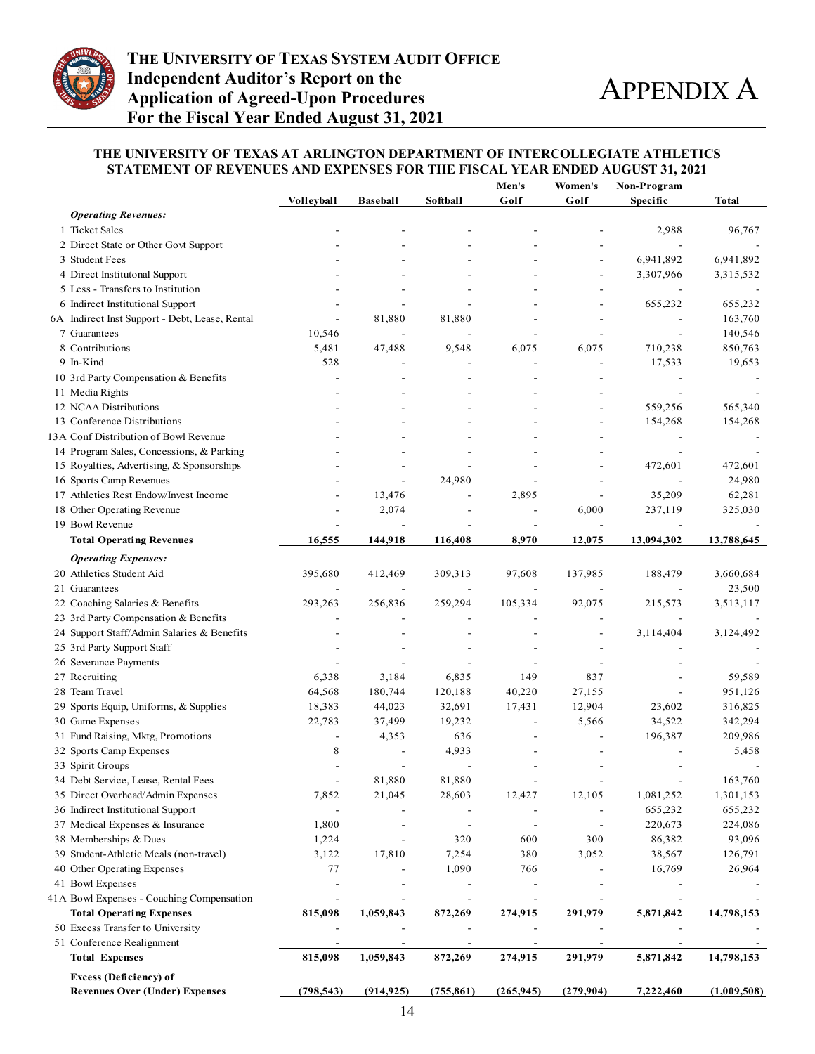# THE UNIVERSITY OF TEXAS SYSTEM AUDIT OFFICE
## Independent Auditor's Report on the Application of Agreed-Upon Procedures For the Fiscal Year Ended August 31, 2021

# APPENDIX A

### THE UNIVERSITY OF TEXAS AT ARLINGTON DEPARTMENT OF INTERCOLLEGIATE ATHLETICS STATEMENT OF REVENUES AND EXPENSES FOR THE FISCAL YEAR ENDED AUGUST 31, 2021

| | Volleyball | Baseball | Softball | Men's Golf | Women's Golf | Non-Program Specific | Total |
|---|---|---|---|---|---|---|---|
| ***Operating Revenues:*** | | | | | | | |
| 1 Ticket Sales | - | - | - | - | - | 2,988 | 96,767 |
| 2 Direct State or Other Govt Support | - | - | - | - | - | - | - |
| 3 Student Fees | - | - | - | - | - | 6,941,892 | 6,941,892 |
| 4 Direct Institutonal Support | - | - | - | - | - | 3,307,966 | 3,315,532 |
| 5 Less - Transfers to Institution | - | - | - | - | - | - | - |
| 6 Indirect Institutional Support | - | - | - | - | - | 655,232 | 655,232 |
| 6A Indirect Inst Support - Debt, Lease, Rental | - | 81,880 | 81,880 | - | - | - | 163,760 |
| 7 Guarantees | 10,546 | - | - | - | - | - | 140,546 |
| 8 Contributions | 5,481 | 47,488 | 9,548 | 6,075 | 6,075 | 710,238 | 850,763 |
| 9 In-Kind | 528 | - | - | - | - | 17,533 | 19,653 |
| 10 3rd Party Compensation & Benefits | - | - | - | - | - | - | - |
| 11 Media Rights | - | - | - | - | - | - | - |
| 12 NCAA Distributions | - | - | - | - | - | 559,256 | 565,340 |
| 13 Conference Distributions | - | - | - | - | - | 154,268 | 154,268 |
| 13A Conf Distribution of Bowl Revenue | - | - | - | - | - | - | - |
| 14 Program Sales, Concessions, & Parking | - | - | - | - | - | - | - |
| 15 Royalties, Advertising, & Sponsorships | - | - | - | - | - | 472,601 | 472,601 |
| 16 Sports Camp Revenues | - | - | 24,980 | - | - | - | 24,980 |
| 17 Athletics Rest Endow/Invest Income | - | 13,476 | - | 2,895 | - | 35,209 | 62,281 |
| 18 Other Operating Revenue | - | 2,074 | - | - | 6,000 | 237,119 | 325,030 |
| 19 Bowl Revenue | - | - | - | - | - | - | - |
| **Total Operating Revenues** | **16,555** | **144,918** | **116,408** | **8,970** | **12,075** | **13,094,302** | **13,788,645** |
| ***Operating Expenses:*** | | | | | | | |
| 20 Athletics Student Aid | 395,680 | 412,469 | 309,313 | 97,608 | 137,985 | 188,479 | 3,660,684 |
| 21 Guarantees | - | - | - | - | - | - | 23,500 |
| 22 Coaching Salaries & Benefits | 293,263 | 256,836 | 259,294 | 105,334 | 92,075 | 215,573 | 3,513,117 |
| 23 3rd Party Compensation & Benefits | - | - | - | - | - | - | - |
| 24 Support Staff/Admin Salaries & Benefits | - | - | - | - | - | 3,114,404 | 3,124,492 |
| 25 3rd Party Support Staff | - | - | - | - | - | - | - |
| 26 Severance Payments | - | - | - | - | - | - | - |
| 27 Recruiting | 6,338 | 3,184 | 6,835 | 149 | 837 | - | 59,589 |
| 28 Team Travel | 64,568 | 180,744 | 120,188 | 40,220 | 27,155 | - | 951,126 |
| 29 Sports Equip, Uniforms, & Supplies | 18,383 | 44,023 | 32,691 | 17,431 | 12,904 | 23,602 | 316,825 |
| 30 Game Expenses | 22,783 | 37,499 | 19,232 | - | 5,566 | 34,522 | 342,294 |
| 31 Fund Raising, Mktg, Promotions | - | 4,353 | 636 | - | - | 196,387 | 209,986 |
| 32 Sports Camp Expenses | 8 | - | 4,933 | - | - | - | 5,458 |
| 33 Spirit Groups | - | - | - | - | - | - | - |
| 34 Debt Service, Lease, Rental Fees | - | 81,880 | 81,880 | - | - | - | 163,760 |
| 35 Direct Overhead/Admin Expenses | 7,852 | 21,045 | 28,603 | 12,427 | 12,105 | 1,081,252 | 1,301,153 |
| 36 Indirect Institutional Support | - | - | - | - | - | 655,232 | 655,232 |
| 37 Medical Expenses & Insurance | 1,800 | - | - | - | - | 220,673 | 224,086 |
| 38 Memberships & Dues | 1,224 | - | 320 | 600 | 300 | 86,382 | 93,096 |
| 39 Student-Athletic Meals (non-travel) | 3,122 | 17,810 | 7,254 | 380 | 3,052 | 38,567 | 126,791 |
| 40 Other Operating Expenses | 77 | - | 1,090 | 766 | - | 16,769 | 26,964 |
| 41 Bowl Expenses | - | - | - | - | - | - | - |
| 41A Bowl Expenses - Coaching Compensation | - | - | - | - | - | - | - |
| **Total Operating Expenses** | **815,098** | **1,059,843** | **872,269** | **274,915** | **291,979** | **5,871,842** | **14,798,153** |
| 50 Excess Transfer to University | - | - | - | - | - | - | - |
| 51 Conference Realignment | - | - | - | - | - | - | - |
| **Total Expenses** | **815,098** | **1,059,843** | **872,269** | **274,915** | **291,979** | **5,871,842** | **14,798,153** |
| **Excess (Deficiency) of Revenues Over (Under) Expenses** | **(798,543)** | **(914,925)** | **(755,861)** | **(265,945)** | **(279,904)** | **7,222,460** | **(1,009,508)** |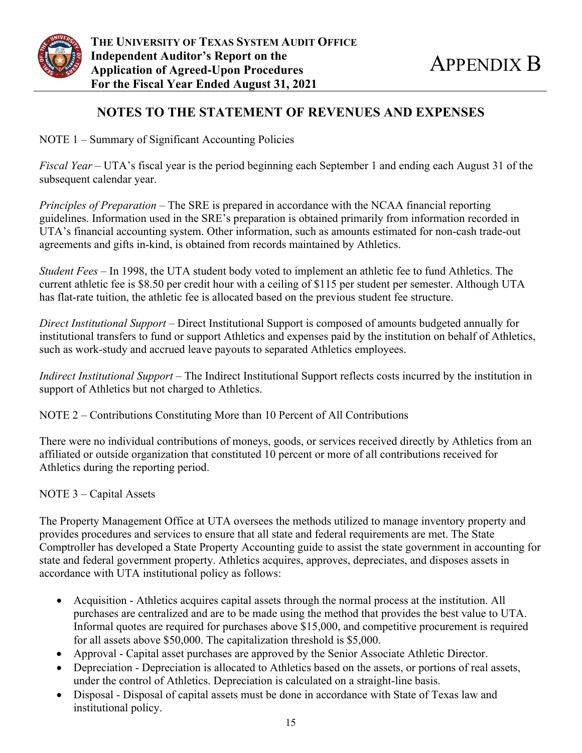# NOTES TO THE STATEMENT OF REVENUES AND EXPENSES

NOTE 1 – Summary of Significant Accounting Policies

*Fiscal Year* – UTA's fiscal year is the period beginning each September 1 and ending each August 31 of the subsequent calendar year.

*Principles of Preparation* – The SRE is prepared in accordance with the NCAA financial reporting guidelines. Information used in the SRE's preparation is obtained primarily from information recorded in UTA's financial accounting system. Other information, such as amounts estimated for non-cash trade-out agreements and gifts in-kind, is obtained from records maintained by Athletics.

*Student Fees* – In 1998, the UTA student body voted to implement an athletic fee to fund Athletics. The current athletic fee is $8.50 per credit hour with a ceiling of $115 per student per semester. Although UTA has flat-rate tuition, the athletic fee is allocated based on the previous student fee structure.

*Direct Institutional Support* – Direct Institutional Support is composed of amounts budgeted annually for institutional transfers to fund or support Athletics and expenses paid by the institution on behalf of Athletics, such as work-study and accrued leave payouts to separated Athletics employees.

*Indirect Institutional Support* – The Indirect Institutional Support reflects costs incurred by the institution in support of Athletics but not charged to Athletics.

NOTE 2 – Contributions Constituting More than 10 Percent of All Contributions

There were no individual contributions of moneys, goods, or services received directly by Athletics from an affiliated or outside organization that constituted 10 percent or more of all contributions received for Athletics during the reporting period.

NOTE 3 – Capital Assets

The Property Management Office at UTA oversees the methods utilized to manage inventory property and provides procedures and services to ensure that all state and federal requirements are met. The State Comptroller has developed a State Property Accounting guide to assist the state government in accounting for state and federal government property. Athletics acquires, approves, depreciates, and disposes assets in accordance with UTA institutional policy as follows:

- Acquisition - Athletics acquires capital assets through the normal process at the institution. All purchases are centralized and are to be made using the method that provides the best value to UTA. Informal quotes are required for purchases above $15,000, and competitive procurement is required for all assets above $50,000. The capitalization threshold is $5,000.
- Approval - Capital asset purchases are approved by the Senior Associate Athletic Director.
- Depreciation - Depreciation is allocated to Athletics based on the assets, or portions of real assets, under the control of Athletics. Depreciation is calculated on a straight-line basis.
- Disposal - Disposal of capital assets must be done in accordance with State of Texas law and institutional policy.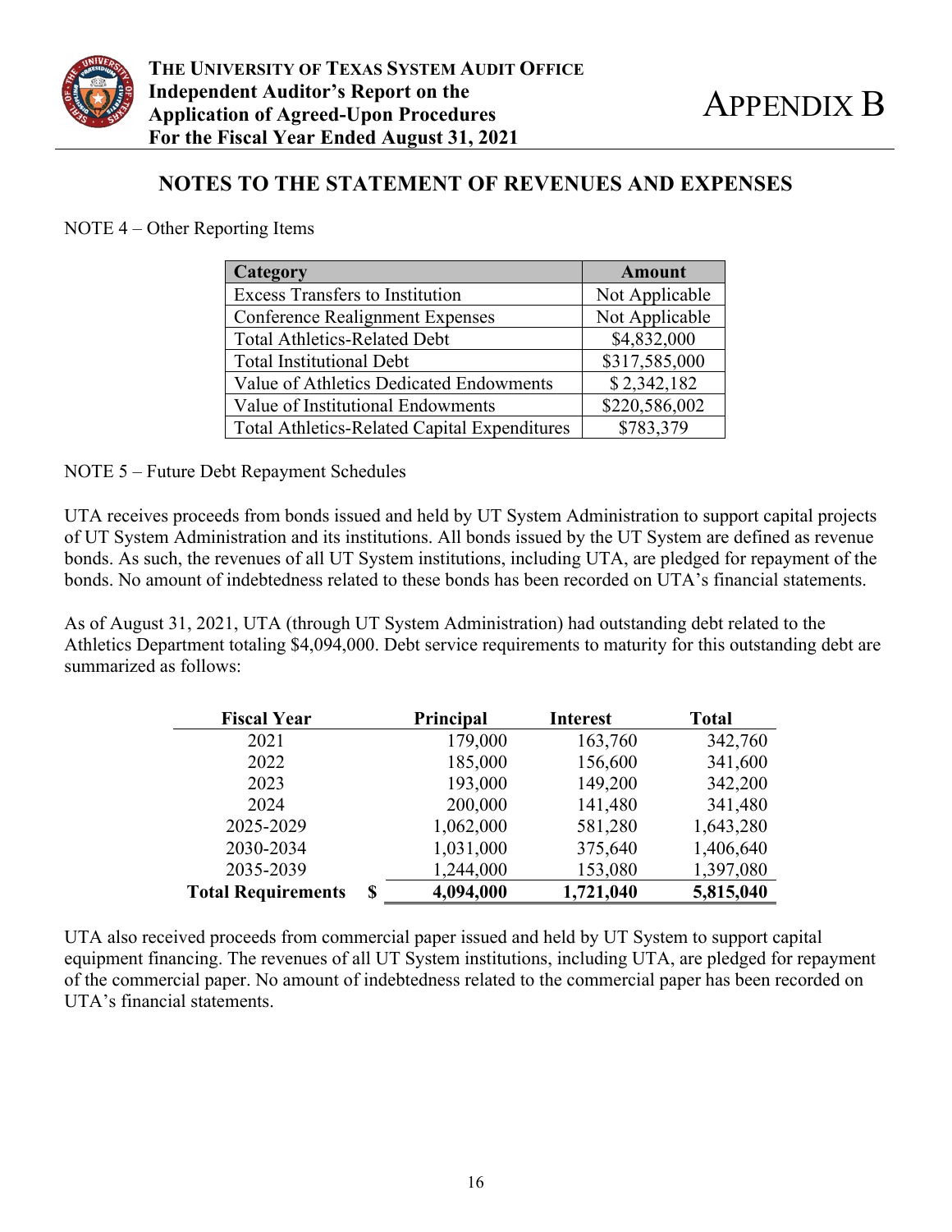## NOTES TO THE STATEMENT OF REVENUES AND EXPENSES

NOTE 4 – Other Reporting Items

| Category | Amount |
|---|---|
| Excess Transfers to Institution | Not Applicable |
| Conference Realignment Expenses | Not Applicable |
| Total Athletics-Related Debt | $4,832,000 |
| Total Institutional Debt | $317,585,000 |
| Value of Athletics Dedicated Endowments | $ 2,342,182 |
| Value of Institutional Endowments | $220,586,002 |
| Total Athletics-Related Capital Expenditures | $783,379 |

NOTE 5 – Future Debt Repayment Schedules

UTA receives proceeds from bonds issued and held by UT System Administration to support capital projects of UT System Administration and its institutions. All bonds issued by the UT System are defined as revenue bonds. As such, the revenues of all UT System institutions, including UTA, are pledged for repayment of the bonds. No amount of indebtedness related to these bonds has been recorded on UTA's financial statements.

As of August 31, 2021, UTA (through UT System Administration) had outstanding debt related to the Athletics Department totaling $4,094,000. Debt service requirements to maturity for this outstanding debt are summarized as follows:

| Fiscal Year | Principal | Interest | Total |
|---|---|---|---|
| 2021 | 179,000 | 163,760 | 342,760 |
| 2022 | 185,000 | 156,600 | 341,600 |
| 2023 | 193,000 | 149,200 | 342,200 |
| 2024 | 200,000 | 141,480 | 341,480 |
| 2025-2029 | 1,062,000 | 581,280 | 1,643,280 |
| 2030-2034 | 1,031,000 | 375,640 | 1,406,640 |
| 2035-2039 | 1,244,000 | 153,080 | 1,397,080 |
| **Total Requirements** | **$ 4,094,000** | **1,721,040** | **5,815,040** |

UTA also received proceeds from commercial paper issued and held by UT System to support capital equipment financing. The revenues of all UT System institutions, including UTA, are pledged for repayment of the commercial paper. No amount of indebtedness related to the commercial paper has been recorded on UTA's financial statements.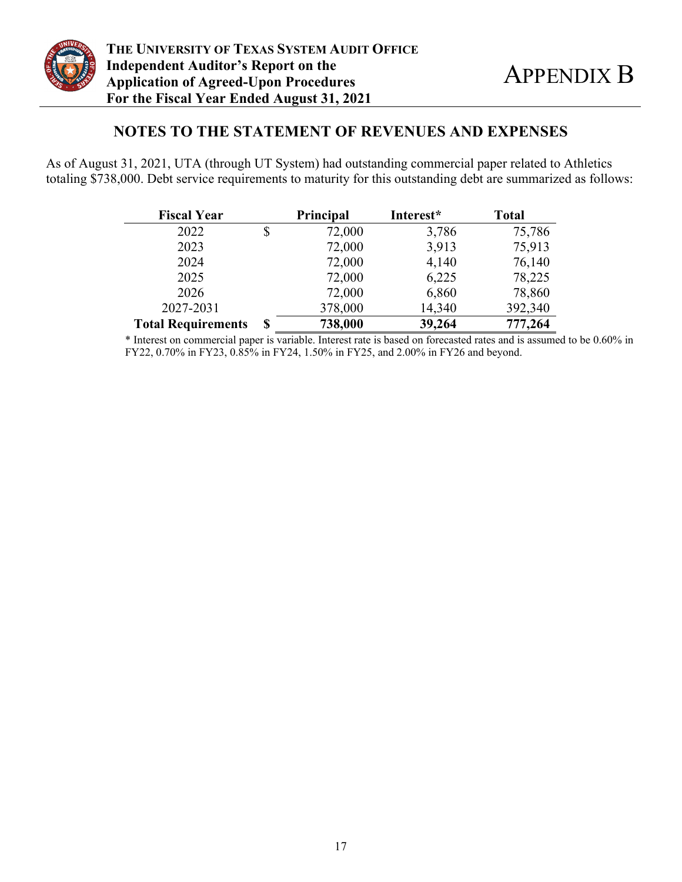## NOTES TO THE STATEMENT OF REVENUES AND EXPENSES

As of August 31, 2021, UTA (through UT System) had outstanding commercial paper related to Athletics totaling $738,000. Debt service requirements to maturity for this outstanding debt are summarized as follows:

| Fiscal Year | | Principal | Interest* | Total |
|---|---|---|---|---|
| 2022 | $ | 72,000 | 3,786 | 75,786 |
| 2023 | | 72,000 | 3,913 | 75,913 |
| 2024 | | 72,000 | 4,140 | 76,140 |
| 2025 | | 72,000 | 6,225 | 78,225 |
| 2026 | | 72,000 | 6,860 | 78,860 |
| 2027-2031 | | 378,000 | 14,340 | 392,340 |
| **Total Requirements** | **$** | **738,000** | **39,264** | **777,264** |

\* Interest on commercial paper is variable. Interest rate is based on forecasted rates and is assumed to be 0.60% in FY22, 0.70% in FY23, 0.85% in FY24, 1.50% in FY25, and 2.00% in FY26 and beyond.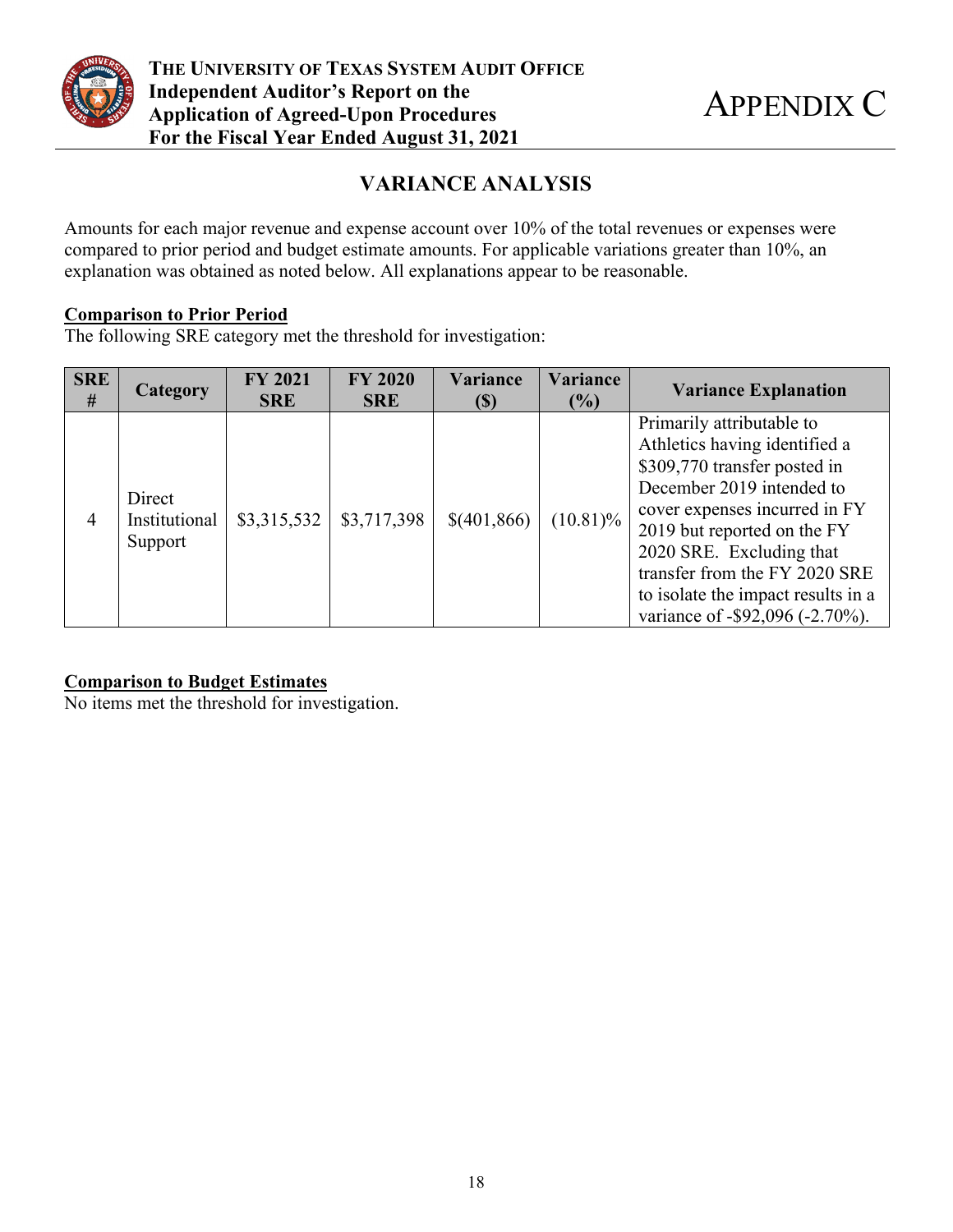# VARIANCE ANALYSIS

Amounts for each major revenue and expense account over 10% of the total revenues or expenses were compared to prior period and budget estimate amounts. For applicable variations greater than 10%, an explanation was obtained as noted below. All explanations appear to be reasonable.

**Comparison to Prior Period**

The following SRE category met the threshold for investigation:

| SRE # | Category | FY 2021 SRE | FY 2020 SRE | Variance ($) | Variance (%) | Variance Explanation |
|---|---|---|---|---|---|---|
| 4 | Direct Institutional Support | $3,315,532 | $3,717,398 | $(401,866) | (10.81)% | Primarily attributable to Athletics having identified a $309,770 transfer posted in December 2019 intended to cover expenses incurred in FY 2019 but reported on the FY 2020 SRE. Excluding that transfer from the FY 2020 SRE to isolate the impact results in a variance of -$92,096 (-2.70%). |

**Comparison to Budget Estimates**

No items met the threshold for investigation.